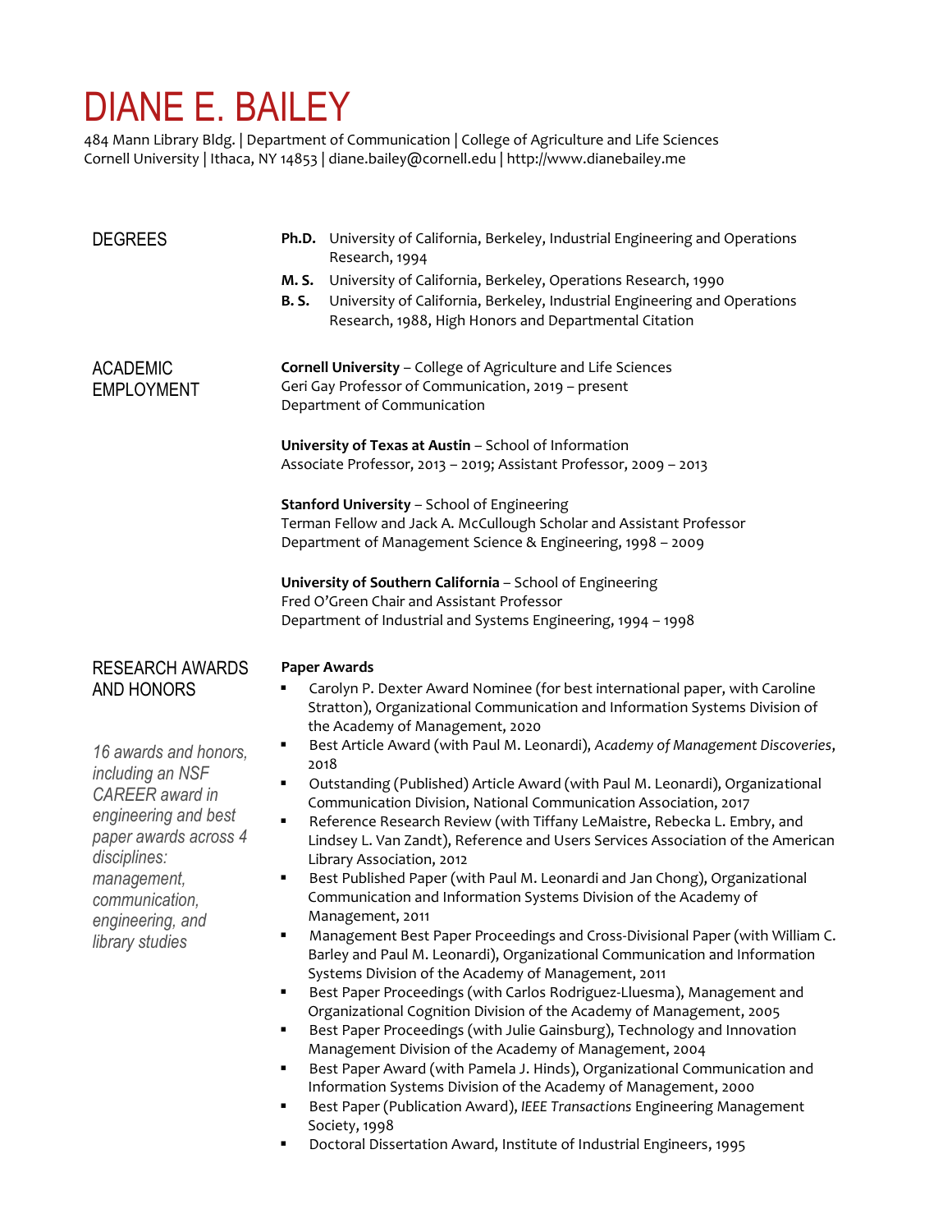# DIANE E. BAILEY

484 Mann Library Bldg. | Department of Communication | College of Agriculture and Life Sciences
Cornell University | Ithaca, NY 14853 | diane.bailey@cornell.edu | http://www.dianebailey.me

## DEGREES

**Ph.D.** University of California, Berkeley, Industrial Engineering and Operations Research, 1994

**M. S.** University of California, Berkeley, Operations Research, 1990

**B. S.** University of California, Berkeley, Industrial Engineering and Operations Research, 1988, High Honors and Departmental Citation

## ACADEMIC EMPLOYMENT

**Cornell University** – College of Agriculture and Life Sciences
Geri Gay Professor of Communication, 2019 – present
Department of Communication

**University of Texas at Austin** – School of Information
Associate Professor, 2013 – 2019; Assistant Professor, 2009 – 2013

**Stanford University** – School of Engineering
Terman Fellow and Jack A. McCullough Scholar and Assistant Professor
Department of Management Science & Engineering, 1998 – 2009

**University of Southern California** – School of Engineering
Fred O'Green Chair and Assistant Professor
Department of Industrial and Systems Engineering, 1994 – 1998

## RESEARCH AWARDS AND HONORS

*16 awards and honors, including an NSF CAREER award in engineering and best paper awards across 4 disciplines: management, communication, engineering, and library studies*

**Paper Awards**

- Carolyn P. Dexter Award Nominee (for best international paper, with Caroline Stratton), Organizational Communication and Information Systems Division of the Academy of Management, 2020
- Best Article Award (with Paul M. Leonardi), *Academy of Management Discoveries*, 2018
- Outstanding (Published) Article Award (with Paul M. Leonardi), Organizational Communication Division, National Communication Association, 2017
- Reference Research Review (with Tiffany LeMaistre, Rebecka L. Embry, and Lindsey L. Van Zandt), Reference and Users Services Association of the American Library Association, 2012
- Best Published Paper (with Paul M. Leonardi and Jan Chong), Organizational Communication and Information Systems Division of the Academy of Management, 2011
- Management Best Paper Proceedings and Cross-Divisional Paper (with William C. Barley and Paul M. Leonardi), Organizational Communication and Information Systems Division of the Academy of Management, 2011
- Best Paper Proceedings (with Carlos Rodriguez-Lluesma), Management and Organizational Cognition Division of the Academy of Management, 2005
- Best Paper Proceedings (with Julie Gainsburg), Technology and Innovation Management Division of the Academy of Management, 2004
- Best Paper Award (with Pamela J. Hinds), Organizational Communication and Information Systems Division of the Academy of Management, 2000
- Best Paper (Publication Award), *IEEE Transactions* Engineering Management Society, 1998
- Doctoral Dissertation Award, Institute of Industrial Engineers, 1995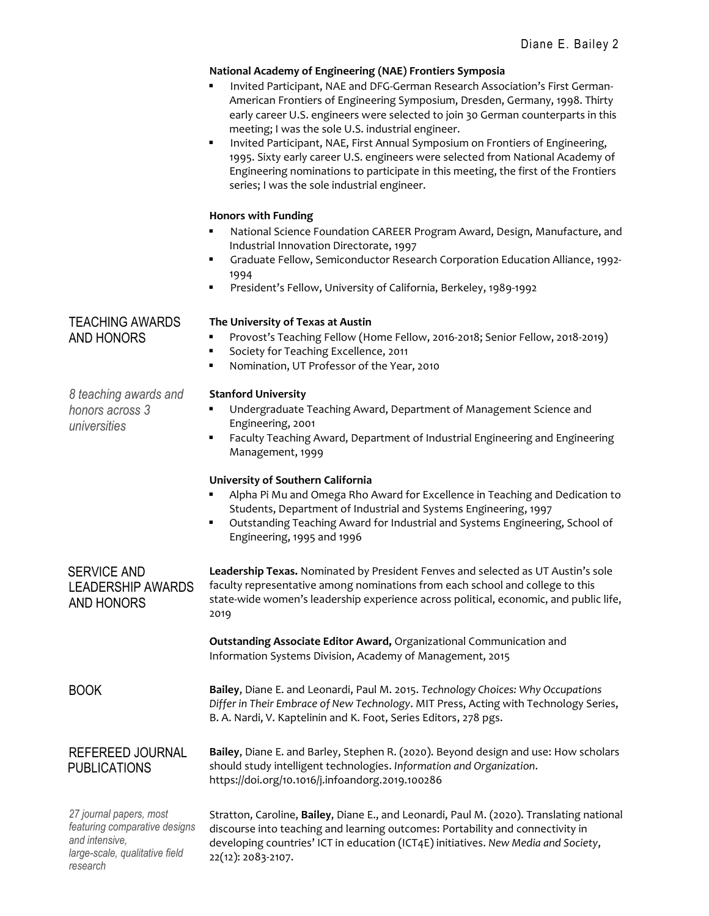**National Academy of Engineering (NAE) Frontiers Symposia**

- Invited Participant, NAE and DFG-German Research Association's First German-American Frontiers of Engineering Symposium, Dresden, Germany, 1998. Thirty early career U.S. engineers were selected to join 30 German counterparts in this meeting; I was the sole U.S. industrial engineer.
- Invited Participant, NAE, First Annual Symposium on Frontiers of Engineering, 1995. Sixty early career U.S. engineers were selected from National Academy of Engineering nominations to participate in this meeting, the first of the Frontiers series; I was the sole industrial engineer.

**Honors with Funding**

- National Science Foundation CAREER Program Award, Design, Manufacture, and Industrial Innovation Directorate, 1997
- Graduate Fellow, Semiconductor Research Corporation Education Alliance, 1992-1994
- President's Fellow, University of California, Berkeley, 1989-1992

## TEACHING AWARDS AND HONORS

*8 teaching awards and honors across 3 universities*

**The University of Texas at Austin**

- Provost's Teaching Fellow (Home Fellow, 2016-2018; Senior Fellow, 2018-2019)
- Society for Teaching Excellence, 2011
- Nomination, UT Professor of the Year, 2010

**Stanford University**

- Undergraduate Teaching Award, Department of Management Science and Engineering, 2001
- Faculty Teaching Award, Department of Industrial Engineering and Engineering Management, 1999

**University of Southern California**

- Alpha Pi Mu and Omega Rho Award for Excellence in Teaching and Dedication to Students, Department of Industrial and Systems Engineering, 1997
- Outstanding Teaching Award for Industrial and Systems Engineering, School of Engineering, 1995 and 1996

## SERVICE AND LEADERSHIP AWARDS AND HONORS

**Leadership Texas.** Nominated by President Fenves and selected as UT Austin's sole faculty representative among nominations from each school and college to this state-wide women's leadership experience across political, economic, and public life, 2019

**Outstanding Associate Editor Award,** Organizational Communication and Information Systems Division, Academy of Management, 2015

## BOOK

**Bailey**, Diane E. and Leonardi, Paul M. 2015. *Technology Choices: Why Occupations Differ in Their Embrace of New Technology*. MIT Press, Acting with Technology Series, B. A. Nardi, V. Kaptelinin and K. Foot, Series Editors, 278 pgs.

## REFEREED JOURNAL PUBLICATIONS

*27 journal papers, most featuring comparative designs and intensive, large-scale, qualitative field research*

**Bailey**, Diane E. and Barley, Stephen R. (2020). Beyond design and use: How scholars should study intelligent technologies. *Information and Organization*. https://doi.org/10.1016/j.infoandorg.2019.100286

Stratton, Caroline, **Bailey**, Diane E., and Leonardi, Paul M. (2020). Translating national discourse into teaching and learning outcomes: Portability and connectivity in developing countries' ICT in education (ICT4E) initiatives. *New Media and Society*, 22(12): 2083-2107.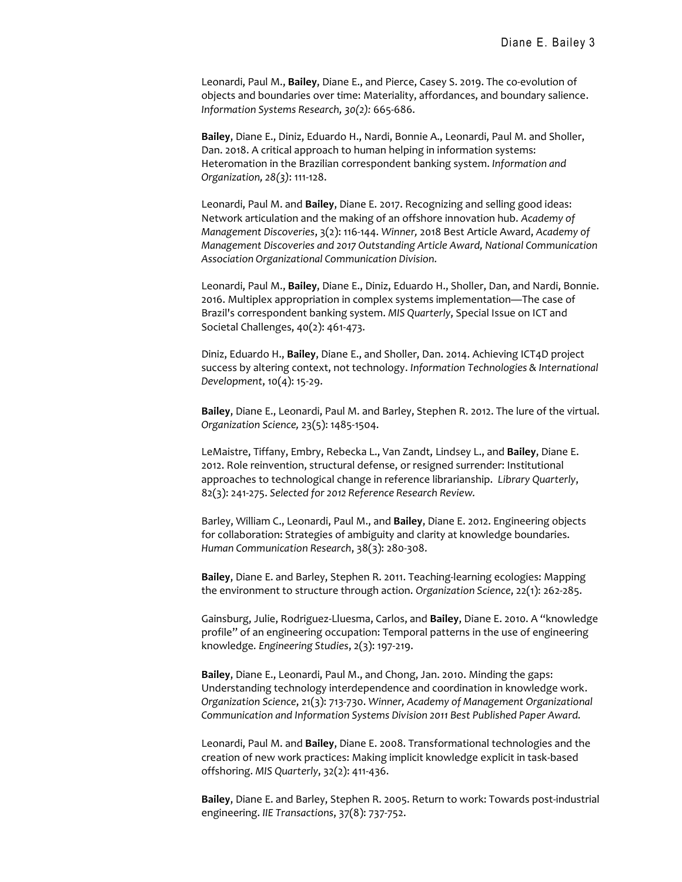Leonardi, Paul M., **Bailey**, Diane E., and Pierce, Casey S. 2019. The co-evolution of objects and boundaries over time: Materiality, affordances, and boundary salience. *Information Systems Research, 30(2):* 665-686.

**Bailey**, Diane E., Diniz, Eduardo H., Nardi, Bonnie A., Leonardi, Paul M. and Sholler, Dan. 2018. A critical approach to human helping in information systems: Heteromation in the Brazilian correspondent banking system. *Information and Organization, 28(3)*: 111-128.

Leonardi, Paul M. and **Bailey**, Diane E. 2017. Recognizing and selling good ideas: Network articulation and the making of an offshore innovation hub. *Academy of Management Discoveries*, 3(2): 116-144. *Winner,* 2018 Best Article Award, *Academy of Management Discoveries and 2017 Outstanding Article Award, National Communication Association Organizational Communication Division.*

Leonardi, Paul M., **Bailey**, Diane E., Diniz, Eduardo H., Sholler, Dan, and Nardi, Bonnie. 2016. Multiplex appropriation in complex systems implementation—The case of Brazil's correspondent banking system. *MIS Quarterly*, Special Issue on ICT and Societal Challenges, 40(2): 461-473.

Diniz, Eduardo H., **Bailey**, Diane E., and Sholler, Dan. 2014. Achieving ICT4D project success by altering context, not technology. *Information Technologies & International Development*, 10(4): 15-29.

**Bailey**, Diane E., Leonardi, Paul M. and Barley, Stephen R. 2012. The lure of the virtual. *Organization Science,* 23(5): 1485-1504.

LeMaistre, Tiffany, Embry, Rebecka L., Van Zandt, Lindsey L., and **Bailey**, Diane E. 2012. Role reinvention, structural defense, or resigned surrender: Institutional approaches to technological change in reference librarianship. *Library Quarterly*, 82(3): 241-275. *Selected for 2012 Reference Research Review.*

Barley, William C., Leonardi, Paul M., and **Bailey**, Diane E. 2012. Engineering objects for collaboration: Strategies of ambiguity and clarity at knowledge boundaries. *Human Communication Research*, 38(3): 280-308.

**Bailey**, Diane E. and Barley, Stephen R. 2011. Teaching-learning ecologies: Mapping the environment to structure through action. *Organization Science*, 22(1): 262-285.

Gainsburg, Julie, Rodriguez-Lluesma, Carlos, and **Bailey**, Diane E. 2010. A "knowledge profile" of an engineering occupation: Temporal patterns in the use of engineering knowledge. *Engineering Studies*, 2(3): 197-219.

**Bailey**, Diane E., Leonardi, Paul M., and Chong, Jan. 2010. Minding the gaps: Understanding technology interdependence and coordination in knowledge work. *Organization Science*, 21(3): 713-730. *Winner, Academy of Management Organizational Communication and Information Systems Division 2011 Best Published Paper Award.*

Leonardi, Paul M. and **Bailey**, Diane E. 2008. Transformational technologies and the creation of new work practices: Making implicit knowledge explicit in task-based offshoring. *MIS Quarterly*, 32(2): 411-436.

**Bailey**, Diane E. and Barley, Stephen R. 2005. Return to work: Towards post-industrial engineering. *IIE Transactions*, 37(8): 737-752.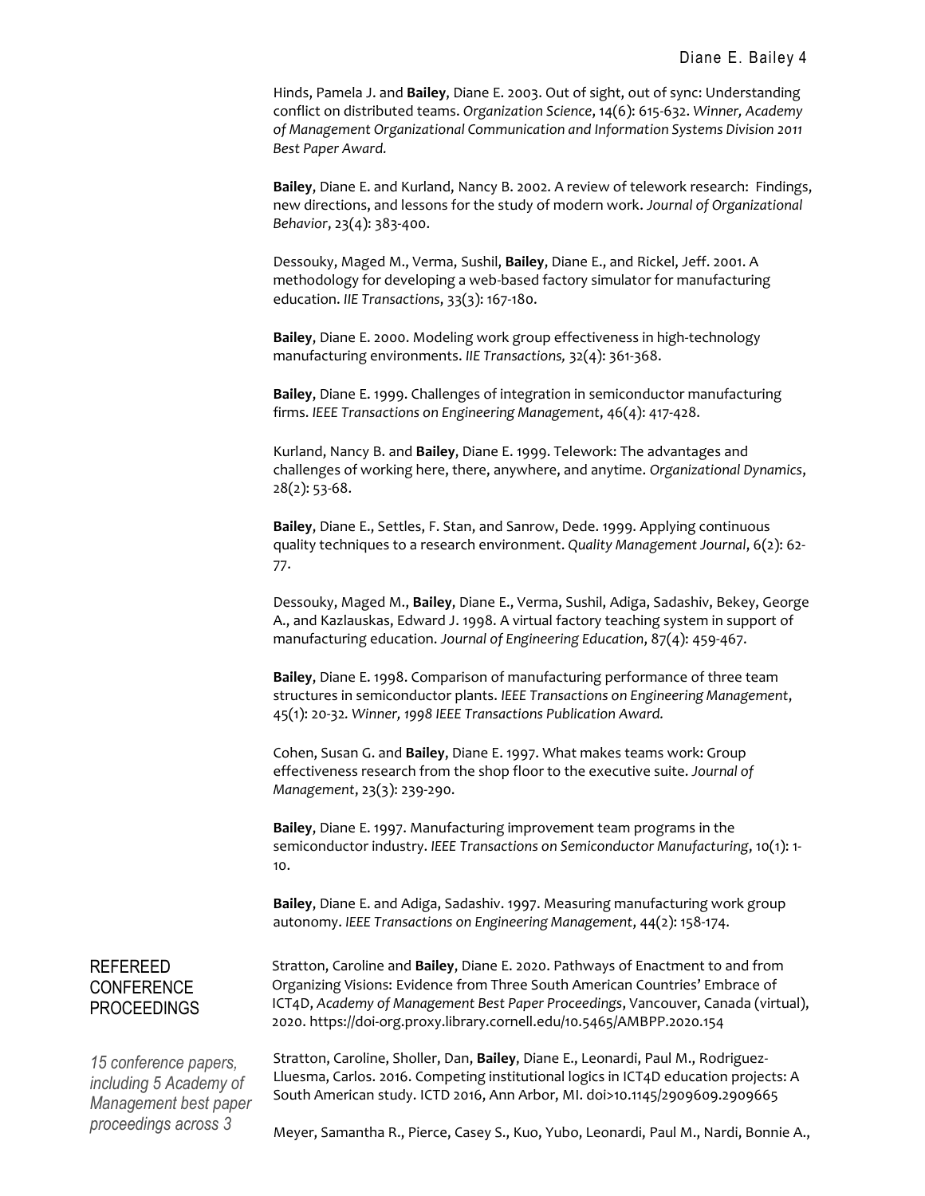Hinds, Pamela J. and **Bailey**, Diane E. 2003. Out of sight, out of sync: Understanding conflict on distributed teams. *Organization Science*, 14(6): 615-632. *Winner, Academy of Management Organizational Communication and Information Systems Division 2011 Best Paper Award.*

**Bailey**, Diane E. and Kurland, Nancy B. 2002. A review of telework research: Findings, new directions, and lessons for the study of modern work. *Journal of Organizational Behavior*, 23(4): 383-400.

Dessouky, Maged M., Verma, Sushil, **Bailey**, Diane E., and Rickel, Jeff. 2001. A methodology for developing a web-based factory simulator for manufacturing education. *IIE Transactions*, 33(3): 167-180.

**Bailey**, Diane E. 2000. Modeling work group effectiveness in high-technology manufacturing environments. *IIE Transactions,* 32(4): 361-368.

**Bailey**, Diane E. 1999. Challenges of integration in semiconductor manufacturing firms. *IEEE Transactions on Engineering Management*, 46(4): 417-428.

Kurland, Nancy B. and **Bailey**, Diane E. 1999. Telework: The advantages and challenges of working here, there, anywhere, and anytime. *Organizational Dynamics*, 28(2): 53-68.

**Bailey**, Diane E., Settles, F. Stan, and Sanrow, Dede. 1999. Applying continuous quality techniques to a research environment. *Quality Management Journal*, 6(2): 62-77.

Dessouky, Maged M., **Bailey**, Diane E., Verma, Sushil, Adiga, Sadashiv, Bekey, George A., and Kazlauskas, Edward J. 1998. A virtual factory teaching system in support of manufacturing education. *Journal of Engineering Education*, 87(4): 459-467.

**Bailey**, Diane E. 1998. Comparison of manufacturing performance of three team structures in semiconductor plants. *IEEE Transactions on Engineering Management*, 45(1): 20-32. *Winner, 1998 IEEE Transactions Publication Award.*

Cohen, Susan G. and **Bailey**, Diane E. 1997. What makes teams work: Group effectiveness research from the shop floor to the executive suite. *Journal of Management*, 23(3): 239-290.

**Bailey**, Diane E. 1997. Manufacturing improvement team programs in the semiconductor industry. *IEEE Transactions on Semiconductor Manufacturing*, 10(1): 1-10.

**Bailey**, Diane E. and Adiga, Sadashiv. 1997. Measuring manufacturing work group autonomy. *IEEE Transactions on Engineering Management*, 44(2): 158-174.

## REFEREED CONFERENCE PROCEEDINGS

*15 conference papers, including 5 Academy of Management best paper proceedings across 3*

Stratton, Caroline and **Bailey**, Diane E. 2020. Pathways of Enactment to and from Organizing Visions: Evidence from Three South American Countries' Embrace of ICT4D, *Academy of Management Best Paper Proceedings*, Vancouver, Canada (virtual), 2020. https://doi-org.proxy.library.cornell.edu/10.5465/AMBPP.2020.154

Stratton, Caroline, Sholler, Dan, **Bailey**, Diane E., Leonardi, Paul M., Rodriguez-Lluesma, Carlos. 2016. Competing institutional logics in ICT4D education projects: A South American study. ICTD 2016, Ann Arbor, MI. doi>10.1145/2909609.2909665

Meyer, Samantha R., Pierce, Casey S., Kuo, Yubo, Leonardi, Paul M., Nardi, Bonnie A.,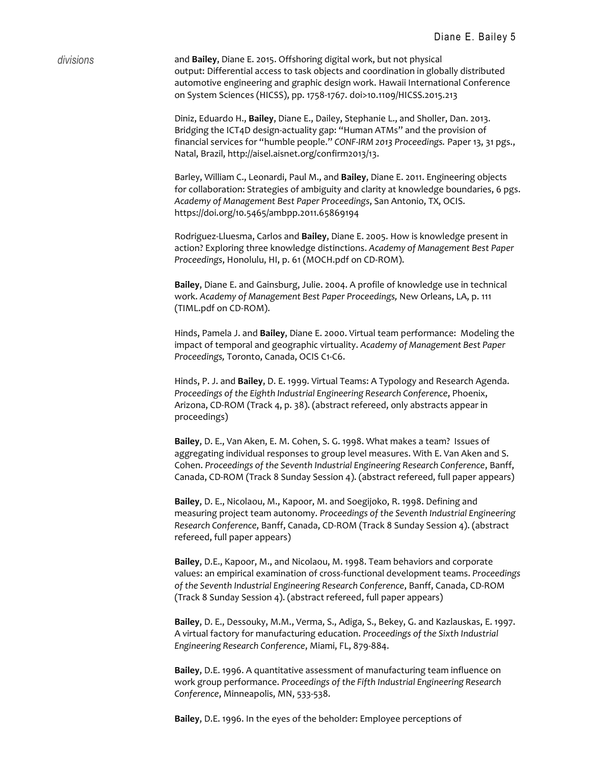*divisions*

and **Bailey**, Diane E. 2015. Offshoring digital work, but not physical output: Differential access to task objects and coordination in globally distributed automotive engineering and graphic design work. Hawaii International Conference on System Sciences (HICSS), pp. 1758-1767. doi>10.1109/HICSS.2015.213

Diniz, Eduardo H., **Bailey**, Diane E., Dailey, Stephanie L., and Sholler, Dan. 2013. Bridging the ICT4D design-actuality gap: "Human ATMs" and the provision of financial services for "humble people." *CONF-IRM 2013 Proceedings.* Paper 13, 31 pgs., Natal, Brazil, http://aisel.aisnet.org/confirm2013/13.

Barley, William C., Leonardi, Paul M., and **Bailey**, Diane E. 2011. Engineering objects for collaboration: Strategies of ambiguity and clarity at knowledge boundaries, 6 pgs. *Academy of Management Best Paper Proceedings*, San Antonio, TX, OCIS. https://doi.org/10.5465/ambpp.2011.65869194

Rodriguez-Lluesma, Carlos and **Bailey**, Diane E. 2005. How is knowledge present in action? Exploring three knowledge distinctions. *Academy of Management Best Paper Proceedings*, Honolulu, HI, p. 61 (MOCH.pdf on CD-ROM).

**Bailey**, Diane E. and Gainsburg, Julie. 2004. A profile of knowledge use in technical work. *Academy of Management Best Paper Proceedings,* New Orleans, LA, p. 111 (TIML.pdf on CD-ROM).

Hinds, Pamela J. and **Bailey**, Diane E. 2000. Virtual team performance: Modeling the impact of temporal and geographic virtuality. *Academy of Management Best Paper Proceedings,* Toronto, Canada, OCIS C1-C6.

Hinds, P. J. and **Bailey**, D. E. 1999. Virtual Teams: A Typology and Research Agenda. *Proceedings of the Eighth Industrial Engineering Research Conference*, Phoenix, Arizona, CD-ROM (Track 4, p. 38). (abstract refereed, only abstracts appear in proceedings)

**Bailey**, D. E., Van Aken, E. M. Cohen, S. G. 1998. What makes a team? Issues of aggregating individual responses to group level measures. With E. Van Aken and S. Cohen. *Proceedings of the Seventh Industrial Engineering Research Conference*, Banff, Canada, CD-ROM (Track 8 Sunday Session 4). (abstract refereed, full paper appears)

**Bailey**, D. E., Nicolaou, M., Kapoor, M. and Soegijoko, R. 1998. Defining and measuring project team autonomy. *Proceedings of the Seventh Industrial Engineering Research Conference*, Banff, Canada, CD-ROM (Track 8 Sunday Session 4). (abstract refereed, full paper appears)

**Bailey**, D.E., Kapoor, M., and Nicolaou, M. 1998. Team behaviors and corporate values: an empirical examination of cross-functional development teams. *Proceedings of the Seventh Industrial Engineering Research Conference*, Banff, Canada, CD-ROM (Track 8 Sunday Session 4). (abstract refereed, full paper appears)

**Bailey**, D. E., Dessouky, M.M., Verma, S., Adiga, S., Bekey, G. and Kazlauskas, E. 1997. A virtual factory for manufacturing education. *Proceedings of the Sixth Industrial Engineering Research Conference*, Miami, FL, 879-884.

**Bailey**, D.E. 1996. A quantitative assessment of manufacturing team influence on work group performance. *Proceedings of the Fifth Industrial Engineering Research Conference*, Minneapolis, MN, 533-538.

**Bailey**, D.E. 1996. In the eyes of the beholder: Employee perceptions of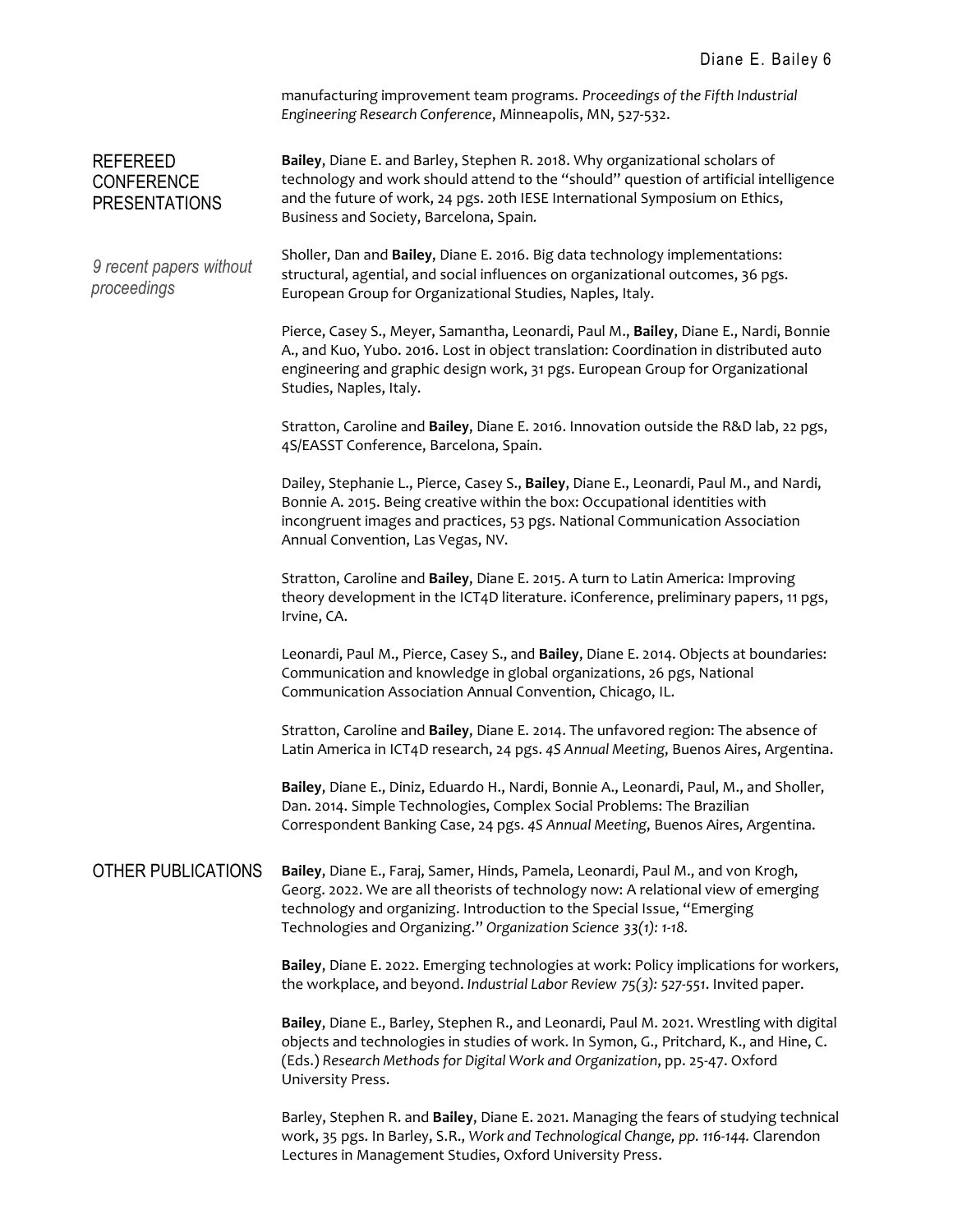manufacturing improvement team programs. *Proceedings of the Fifth Industrial Engineering Research Conference*, Minneapolis, MN, 527-532.

## REFEREED CONFERENCE PRESENTATIONS

*9 recent papers without proceedings*

**Bailey**, Diane E. and Barley, Stephen R. 2018. Why organizational scholars of technology and work should attend to the "should" question of artificial intelligence and the future of work, 24 pgs. 20th IESE International Symposium on Ethics, Business and Society, Barcelona, Spain.

Sholler, Dan and **Bailey**, Diane E. 2016. Big data technology implementations: structural, agential, and social influences on organizational outcomes, 36 pgs. European Group for Organizational Studies, Naples, Italy.

Pierce, Casey S., Meyer, Samantha, Leonardi, Paul M., **Bailey**, Diane E., Nardi, Bonnie A., and Kuo, Yubo. 2016. Lost in object translation: Coordination in distributed auto engineering and graphic design work, 31 pgs. European Group for Organizational Studies, Naples, Italy.

Stratton, Caroline and **Bailey**, Diane E. 2016. Innovation outside the R&D lab, 22 pgs, 4S/EASST Conference, Barcelona, Spain.

Dailey, Stephanie L., Pierce, Casey S., **Bailey**, Diane E., Leonardi, Paul M., and Nardi, Bonnie A. 2015. Being creative within the box: Occupational identities with incongruent images and practices, 53 pgs. National Communication Association Annual Convention, Las Vegas, NV.

Stratton, Caroline and **Bailey**, Diane E. 2015. A turn to Latin America: Improving theory development in the ICT4D literature. iConference, preliminary papers, 11 pgs, Irvine, CA.

Leonardi, Paul M., Pierce, Casey S., and **Bailey**, Diane E. 2014. Objects at boundaries: Communication and knowledge in global organizations, 26 pgs, National Communication Association Annual Convention, Chicago, IL.

Stratton, Caroline and **Bailey**, Diane E. 2014. The unfavored region: The absence of Latin America in ICT4D research, 24 pgs. *4S Annual Meeting*, Buenos Aires, Argentina.

**Bailey**, Diane E., Diniz, Eduardo H., Nardi, Bonnie A., Leonardi, Paul, M., and Sholler, Dan. 2014. Simple Technologies, Complex Social Problems: The Brazilian Correspondent Banking Case, 24 pgs. *4S Annual Meeting*, Buenos Aires, Argentina.

## OTHER PUBLICATIONS

**Bailey**, Diane E., Faraj, Samer, Hinds, Pamela, Leonardi, Paul M., and von Krogh, Georg. 2022. We are all theorists of technology now: A relational view of emerging technology and organizing. Introduction to the Special Issue, "Emerging Technologies and Organizing." *Organization Science 33(1): 1-18.*

**Bailey**, Diane E. 2022. Emerging technologies at work: Policy implications for workers, the workplace, and beyond. *Industrial Labor Review 75(3): 527-551*. Invited paper.

**Bailey**, Diane E., Barley, Stephen R., and Leonardi, Paul M. 2021. Wrestling with digital objects and technologies in studies of work. In Symon, G., Pritchard, K., and Hine, C. (Eds.) *Research Methods for Digital Work and Organization*, pp. 25-47. Oxford University Press.

Barley, Stephen R. and **Bailey**, Diane E. 2021. Managing the fears of studying technical work, 35 pgs. In Barley, S.R., *Work and Technological Change, pp. 116-144.* Clarendon Lectures in Management Studies, Oxford University Press.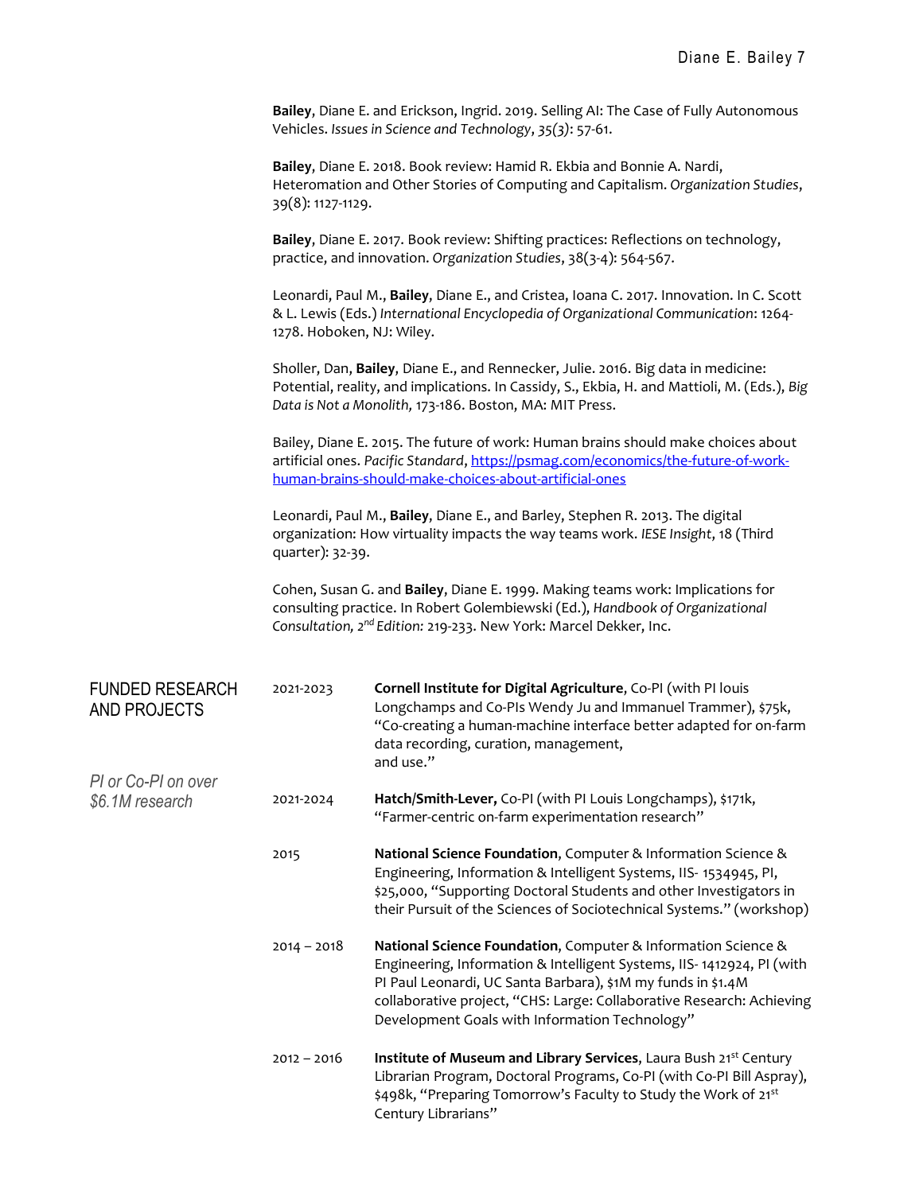**Bailey**, Diane E. and Erickson, Ingrid. 2019. Selling AI: The Case of Fully Autonomous Vehicles. *Issues in Science and Technology*, *35(3)*: 57-61.

**Bailey**, Diane E. 2018. Book review: Hamid R. Ekbia and Bonnie A. Nardi, Heteromation and Other Stories of Computing and Capitalism. *Organization Studies*, 39(8): 1127-1129.

**Bailey**, Diane E. 2017. Book review: Shifting practices: Reflections on technology, practice, and innovation. *Organization Studies*, 38(3-4): 564-567.

Leonardi, Paul M., **Bailey**, Diane E., and Cristea, Ioana C. 2017. Innovation. In C. Scott & L. Lewis (Eds.) *International Encyclopedia of Organizational Communication*: 1264-1278. Hoboken, NJ: Wiley.

Sholler, Dan, **Bailey**, Diane E., and Rennecker, Julie. 2016. Big data in medicine: Potential, reality, and implications. In Cassidy, S., Ekbia, H. and Mattioli, M. (Eds.), *Big Data is Not a Monolith,* 173-186. Boston, MA: MIT Press.

Bailey, Diane E. 2015. The future of work: Human brains should make choices about artificial ones. *Pacific Standard*, https://psmag.com/economics/the-future-of-work-human-brains-should-make-choices-about-artificial-ones

Leonardi, Paul M., **Bailey**, Diane E., and Barley, Stephen R. 2013. The digital organization: How virtuality impacts the way teams work. *IESE Insight*, 18 (Third quarter): 32-39.

Cohen, Susan G. and **Bailey**, Diane E. 1999. Making teams work: Implications for consulting practice. In Robert Golembiewski (Ed.), *Handbook of Organizational Consultation, 2nd Edition:* 219-233. New York: Marcel Dekker, Inc.

## FUNDED RESEARCH AND PROJECTS

*PI or Co-PI on over $6.1M research*

2021-2023 — **Cornell Institute for Digital Agriculture**, Co-PI (with PI louis Longchamps and Co-PIs Wendy Ju and Immanuel Trammer), $75k, "Co-creating a human-machine interface better adapted for on-farm data recording, curation, management, and use."

2021-2024 — **Hatch/Smith-Lever,** Co-PI (with PI Louis Longchamps), $171k, "Farmer-centric on-farm experimentation research"

2015 — **National Science Foundation**, Computer & Information Science & Engineering, Information & Intelligent Systems, IIS- 1534945, PI, $25,000, "Supporting Doctoral Students and other Investigators in their Pursuit of the Sciences of Sociotechnical Systems." (workshop)

2014 – 2018 — **National Science Foundation**, Computer & Information Science & Engineering, Information & Intelligent Systems, IIS- 1412924, PI (with PI Paul Leonardi, UC Santa Barbara), $1M my funds in $1.4M collaborative project, "CHS: Large: Collaborative Research: Achieving Development Goals with Information Technology"

2012 – 2016 — **Institute of Museum and Library Services**, Laura Bush 21st Century Librarian Program, Doctoral Programs, Co-PI (with Co-PI Bill Aspray), $498k, "Preparing Tomorrow's Faculty to Study the Work of 21st Century Librarians"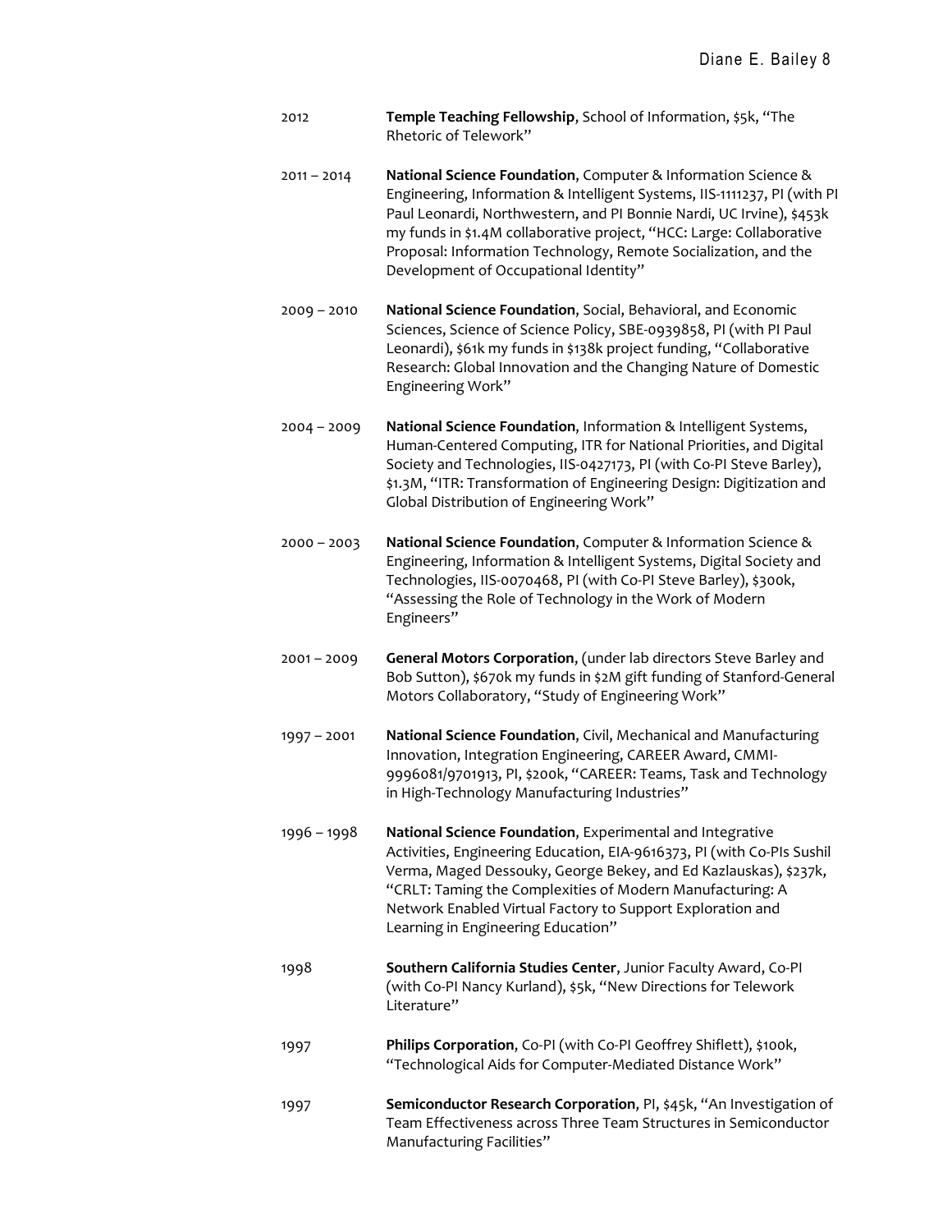2012 **Temple Teaching Fellowship**, School of Information, $5k, "The Rhetoric of Telework"

2011 – 2014 **National Science Foundation**, Computer & Information Science & Engineering, Information & Intelligent Systems, IIS-1111237, PI (with PI Paul Leonardi, Northwestern, and PI Bonnie Nardi, UC Irvine), $453k my funds in $1.4M collaborative project, "HCC: Large: Collaborative Proposal: Information Technology, Remote Socialization, and the Development of Occupational Identity"

2009 – 2010 **National Science Foundation**, Social, Behavioral, and Economic Sciences, Science of Science Policy, SBE-0939858, PI (with PI Paul Leonardi), $61k my funds in $138k project funding, "Collaborative Research: Global Innovation and the Changing Nature of Domestic Engineering Work"

2004 – 2009 **National Science Foundation**, Information & Intelligent Systems, Human-Centered Computing, ITR for National Priorities, and Digital Society and Technologies, IIS-0427173, PI (with Co-PI Steve Barley), $1.3M, "ITR: Transformation of Engineering Design: Digitization and Global Distribution of Engineering Work"

2000 – 2003 **National Science Foundation**, Computer & Information Science & Engineering, Information & Intelligent Systems, Digital Society and Technologies, IIS-0070468, PI (with Co-PI Steve Barley), $300k, "Assessing the Role of Technology in the Work of Modern Engineers"

2001 – 2009 **General Motors Corporation**, (under lab directors Steve Barley and Bob Sutton), $670k my funds in $2M gift funding of Stanford-General Motors Collaboratory, "Study of Engineering Work"

1997 – 2001 **National Science Foundation**, Civil, Mechanical and Manufacturing Innovation, Integration Engineering, CAREER Award, CMMI-9996081/9701913, PI, $200k, "CAREER: Teams, Task and Technology in High-Technology Manufacturing Industries"

1996 – 1998 **National Science Foundation**, Experimental and Integrative Activities, Engineering Education, EIA-9616373, PI (with Co-PIs Sushil Verma, Maged Dessouky, George Bekey, and Ed Kazlauskas), $237k, "CRLT: Taming the Complexities of Modern Manufacturing: A Network Enabled Virtual Factory to Support Exploration and Learning in Engineering Education"

1998 **Southern California Studies Center**, Junior Faculty Award, Co-PI (with Co-PI Nancy Kurland), $5k, "New Directions for Telework Literature"

1997 **Philips Corporation**, Co-PI (with Co-PI Geoffrey Shiflett), $100k, "Technological Aids for Computer-Mediated Distance Work"

1997 **Semiconductor Research Corporation**, PI, $45k, "An Investigation of Team Effectiveness across Three Team Structures in Semiconductor Manufacturing Facilities"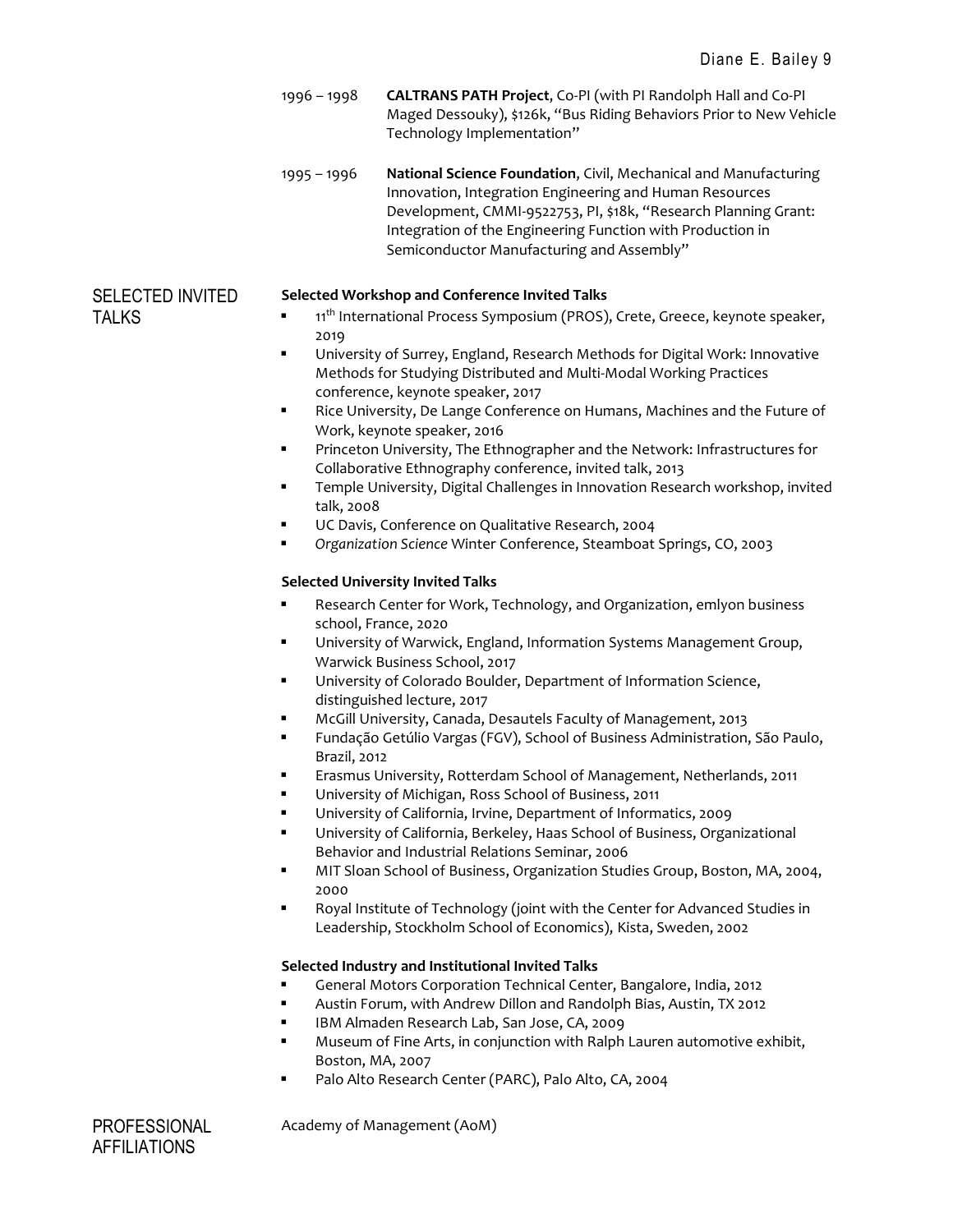1996 – 1998 **CALTRANS PATH Project**, Co-PI (with PI Randolph Hall and Co-PI Maged Dessouky), $126k, "Bus Riding Behaviors Prior to New Vehicle Technology Implementation"

1995 – 1996 **National Science Foundation**, Civil, Mechanical and Manufacturing Innovation, Integration Engineering and Human Resources Development, CMMI-9522753, PI, $18k, "Research Planning Grant: Integration of the Engineering Function with Production in Semiconductor Manufacturing and Assembly"

## SELECTED INVITED TALKS

**Selected Workshop and Conference Invited Talks**

- 11th International Process Symposium (PROS), Crete, Greece, keynote speaker, 2019
- University of Surrey, England, Research Methods for Digital Work: Innovative Methods for Studying Distributed and Multi-Modal Working Practices conference, keynote speaker, 2017
- Rice University, De Lange Conference on Humans, Machines and the Future of Work, keynote speaker, 2016
- Princeton University, The Ethnographer and the Network: Infrastructures for Collaborative Ethnography conference, invited talk, 2013
- Temple University, Digital Challenges in Innovation Research workshop, invited talk, 2008
- UC Davis, Conference on Qualitative Research, 2004
- *Organization Science* Winter Conference, Steamboat Springs, CO, 2003

**Selected University Invited Talks**

- Research Center for Work, Technology, and Organization, emlyon business school, France, 2020
- University of Warwick, England, Information Systems Management Group, Warwick Business School, 2017
- University of Colorado Boulder, Department of Information Science, distinguished lecture, 2017
- McGill University, Canada, Desautels Faculty of Management, 2013
- Fundação Getúlio Vargas (FGV), School of Business Administration, São Paulo, Brazil, 2012
- Erasmus University, Rotterdam School of Management, Netherlands, 2011
- University of Michigan, Ross School of Business, 2011
- University of California, Irvine, Department of Informatics, 2009
- University of California, Berkeley, Haas School of Business, Organizational Behavior and Industrial Relations Seminar, 2006
- MIT Sloan School of Business, Organization Studies Group, Boston, MA, 2004, 2000
- Royal Institute of Technology (joint with the Center for Advanced Studies in Leadership, Stockholm School of Economics), Kista, Sweden, 2002

**Selected Industry and Institutional Invited Talks**

- General Motors Corporation Technical Center, Bangalore, India, 2012
- Austin Forum, with Andrew Dillon and Randolph Bias, Austin, TX 2012
- IBM Almaden Research Lab, San Jose, CA, 2009
- Museum of Fine Arts, in conjunction with Ralph Lauren automotive exhibit, Boston, MA, 2007
- Palo Alto Research Center (PARC), Palo Alto, CA, 2004

## PROFESSIONAL AFFILIATIONS

Academy of Management (AoM)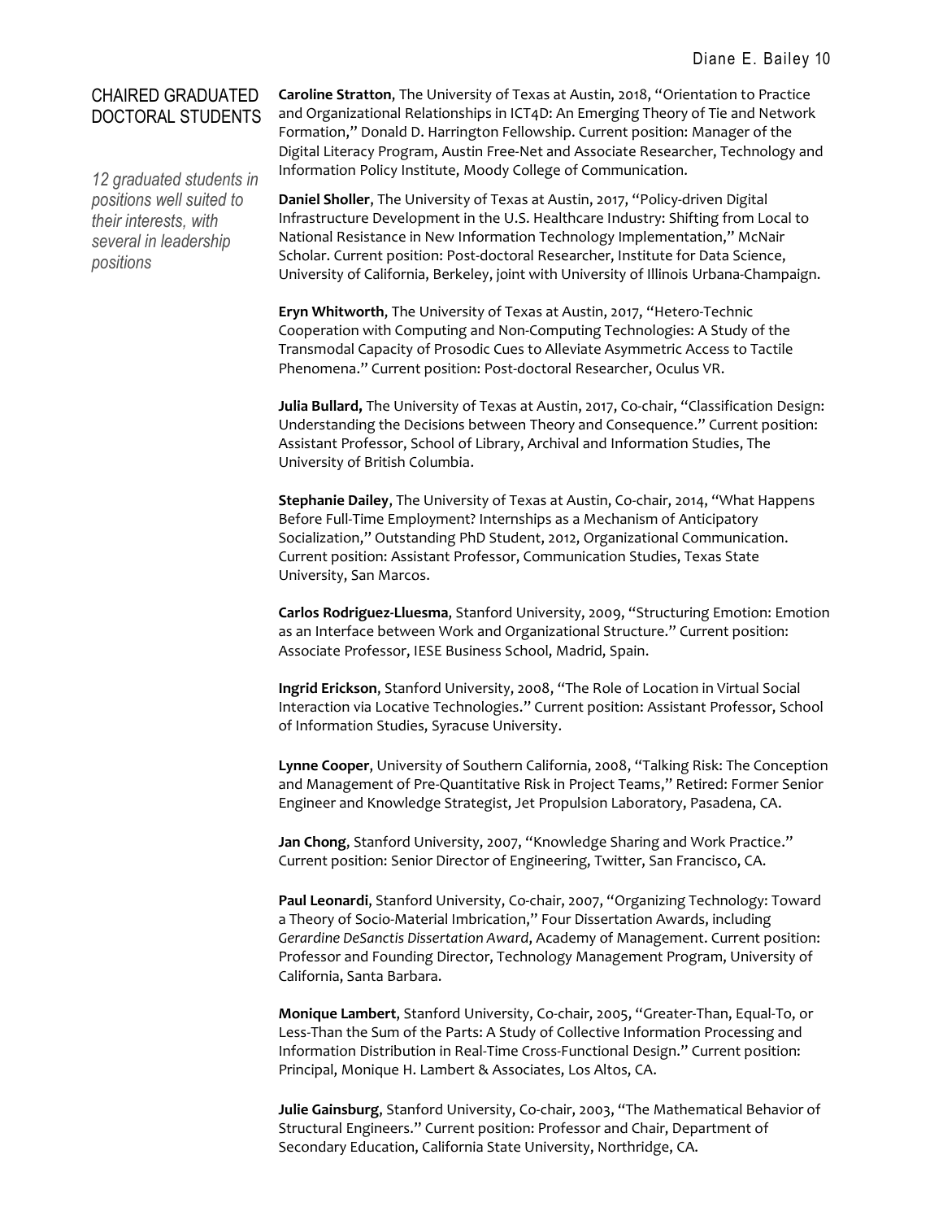## CHAIRED GRADUATED DOCTORAL STUDENTS

*12 graduated students in positions well suited to their interests, with several in leadership positions*

**Caroline Stratton**, The University of Texas at Austin, 2018, "Orientation to Practice and Organizational Relationships in ICT4D: An Emerging Theory of Tie and Network Formation," Donald D. Harrington Fellowship. Current position: Manager of the Digital Literacy Program, Austin Free-Net and Associate Researcher, Technology and Information Policy Institute, Moody College of Communication.

**Daniel Sholler**, The University of Texas at Austin, 2017, "Policy-driven Digital Infrastructure Development in the U.S. Healthcare Industry: Shifting from Local to National Resistance in New Information Technology Implementation," McNair Scholar. Current position: Post-doctoral Researcher, Institute for Data Science, University of California, Berkeley, joint with University of Illinois Urbana-Champaign.

**Eryn Whitworth**, The University of Texas at Austin, 2017, "Hetero-Technic Cooperation with Computing and Non-Computing Technologies: A Study of the Transmodal Capacity of Prosodic Cues to Alleviate Asymmetric Access to Tactile Phenomena." Current position: Post-doctoral Researcher, Oculus VR.

**Julia Bullard,** The University of Texas at Austin, 2017, Co-chair, "Classification Design: Understanding the Decisions between Theory and Consequence." Current position: Assistant Professor, School of Library, Archival and Information Studies, The University of British Columbia.

**Stephanie Dailey**, The University of Texas at Austin, Co-chair, 2014, "What Happens Before Full-Time Employment? Internships as a Mechanism of Anticipatory Socialization," Outstanding PhD Student, 2012, Organizational Communication. Current position: Assistant Professor, Communication Studies, Texas State University, San Marcos.

**Carlos Rodriguez-Lluesma**, Stanford University, 2009, "Structuring Emotion: Emotion as an Interface between Work and Organizational Structure." Current position: Associate Professor, IESE Business School, Madrid, Spain.

**Ingrid Erickson**, Stanford University, 2008, "The Role of Location in Virtual Social Interaction via Locative Technologies." Current position: Assistant Professor, School of Information Studies, Syracuse University.

**Lynne Cooper**, University of Southern California, 2008, "Talking Risk: The Conception and Management of Pre-Quantitative Risk in Project Teams," Retired: Former Senior Engineer and Knowledge Strategist, Jet Propulsion Laboratory, Pasadena, CA.

**Jan Chong**, Stanford University, 2007, "Knowledge Sharing and Work Practice." Current position: Senior Director of Engineering, Twitter, San Francisco, CA.

**Paul Leonardi**, Stanford University, Co-chair, 2007, "Organizing Technology: Toward a Theory of Socio-Material Imbrication," Four Dissertation Awards, including *Gerardine DeSanctis Dissertation Award*, Academy of Management. Current position: Professor and Founding Director, Technology Management Program, University of California, Santa Barbara.

**Monique Lambert**, Stanford University, Co-chair, 2005, "Greater-Than, Equal-To, or Less-Than the Sum of the Parts: A Study of Collective Information Processing and Information Distribution in Real-Time Cross-Functional Design." Current position: Principal, Monique H. Lambert & Associates, Los Altos, CA.

**Julie Gainsburg**, Stanford University, Co-chair, 2003, "The Mathematical Behavior of Structural Engineers." Current position: Professor and Chair, Department of Secondary Education, California State University, Northridge, CA.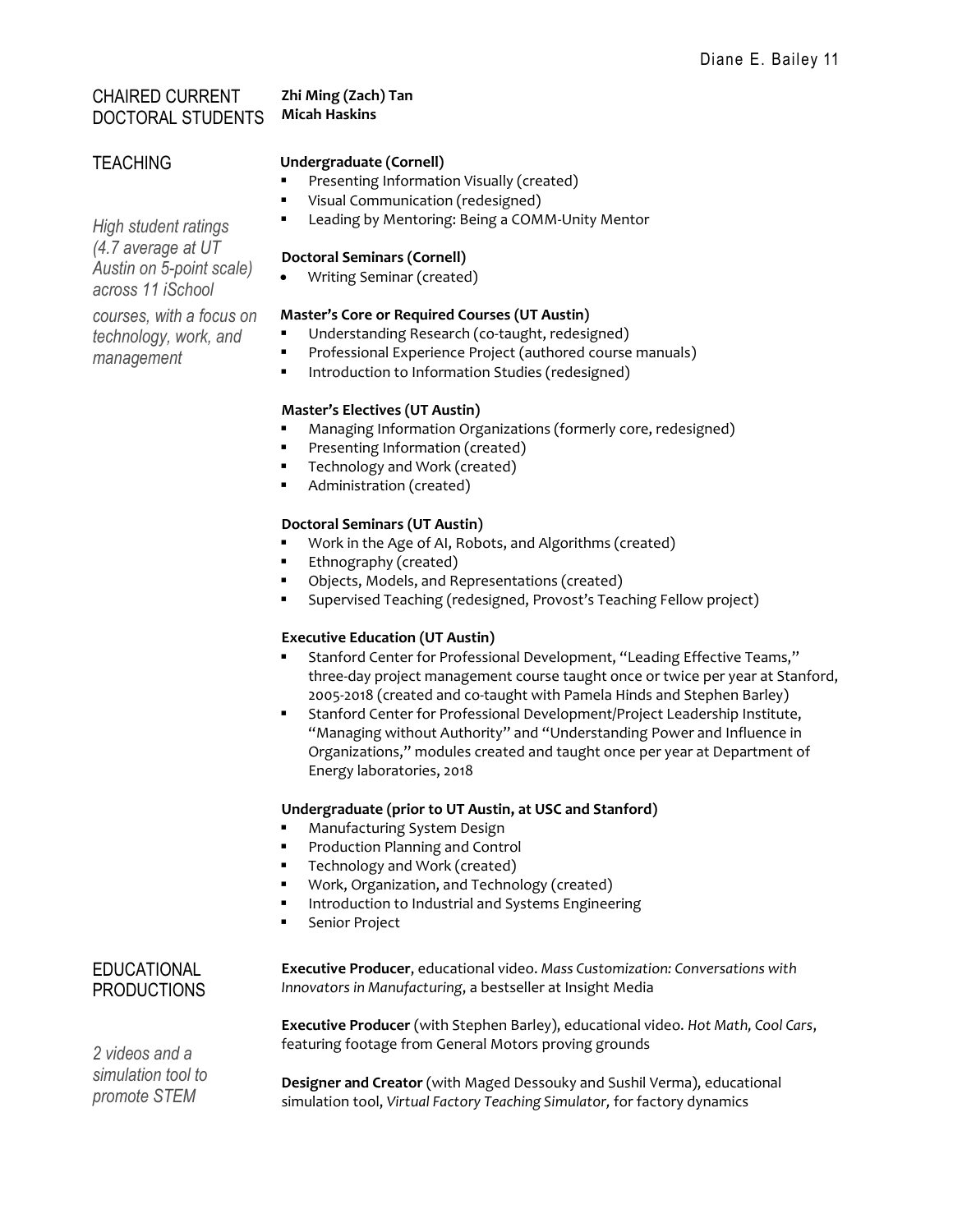## CHAIRED CURRENT DOCTORAL STUDENTS

**Zhi Ming (Zach) Tan**
**Micah Haskins**

## TEACHING

*High student ratings (4.7 average at UT Austin on 5-point scale) across 11 iSchool courses, with a focus on technology, work, and management*

**Undergraduate (Cornell)**

- Presenting Information Visually (created)
- Visual Communication (redesigned)
- Leading by Mentoring: Being a COMM-Unity Mentor

**Doctoral Seminars (Cornell)**

- Writing Seminar (created)

**Master's Core or Required Courses (UT Austin)**

- Understanding Research (co-taught, redesigned)
- Professional Experience Project (authored course manuals)
- Introduction to Information Studies (redesigned)

**Master's Electives (UT Austin)**

- Managing Information Organizations (formerly core, redesigned)
- Presenting Information (created)
- Technology and Work (created)
- Administration (created)

**Doctoral Seminars (UT Austin)**

- Work in the Age of AI, Robots, and Algorithms (created)
- Ethnography (created)
- Objects, Models, and Representations (created)
- Supervised Teaching (redesigned, Provost's Teaching Fellow project)

**Executive Education (UT Austin)**

- Stanford Center for Professional Development, "Leading Effective Teams," three-day project management course taught once or twice per year at Stanford, 2005-2018 (created and co-taught with Pamela Hinds and Stephen Barley)
- Stanford Center for Professional Development/Project Leadership Institute, "Managing without Authority" and "Understanding Power and Influence in Organizations," modules created and taught once per year at Department of Energy laboratories, 2018

**Undergraduate (prior to UT Austin, at USC and Stanford)**

- Manufacturing System Design
- Production Planning and Control
- Technology and Work (created)
- Work, Organization, and Technology (created)
- Introduction to Industrial and Systems Engineering
- Senior Project

## EDUCATIONAL PRODUCTIONS

*2 videos and a simulation tool to promote STEM*

**Executive Producer**, educational video. *Mass Customization: Conversations with Innovators in Manufacturing*, a bestseller at Insight Media

**Executive Producer** (with Stephen Barley), educational video. *Hot Math, Cool Cars*, featuring footage from General Motors proving grounds

**Designer and Creator** (with Maged Dessouky and Sushil Verma), educational simulation tool, *Virtual Factory Teaching Simulator,* for factory dynamics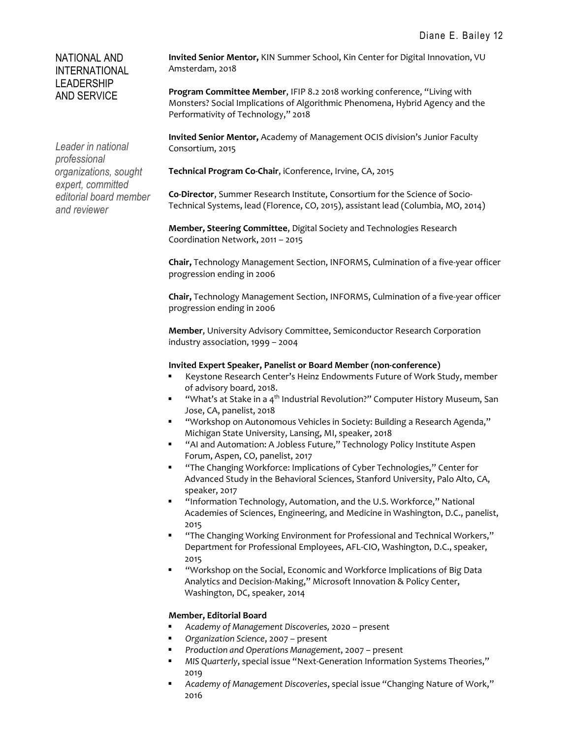## NATIONAL AND INTERNATIONAL LEADERSHIP AND SERVICE

*Leader in national professional organizations, sought expert, committed editorial board member and reviewer*

**Invited Senior Mentor,** KIN Summer School, Kin Center for Digital Innovation, VU Amsterdam, 2018

**Program Committee Member**, IFIP 8.2 2018 working conference, "Living with Monsters? Social Implications of Algorithmic Phenomena, Hybrid Agency and the Performativity of Technology," 2018

**Invited Senior Mentor,** Academy of Management OCIS division's Junior Faculty Consortium, 2015

**Technical Program Co-Chair**, iConference, Irvine, CA, 2015

**Co-Director**, Summer Research Institute, Consortium for the Science of Socio-Technical Systems, lead (Florence, CO, 2015), assistant lead (Columbia, MO, 2014)

**Member, Steering Committee**, Digital Society and Technologies Research Coordination Network, 2011 – 2015

**Chair,** Technology Management Section, INFORMS, Culmination of a five-year officer progression ending in 2006

**Chair,** Technology Management Section, INFORMS, Culmination of a five-year officer progression ending in 2006

**Member**, University Advisory Committee, Semiconductor Research Corporation industry association, 1999 – 2004

**Invited Expert Speaker, Panelist or Board Member (non-conference)**

- Keystone Research Center's Heinz Endowments Future of Work Study, member of advisory board, 2018.
- "What's at Stake in a 4th Industrial Revolution?" Computer History Museum, San Jose, CA, panelist, 2018
- "Workshop on Autonomous Vehicles in Society: Building a Research Agenda," Michigan State University, Lansing, MI, speaker, 2018
- "AI and Automation: A Jobless Future," Technology Policy Institute Aspen Forum, Aspen, CO, panelist, 2017
- "The Changing Workforce: Implications of Cyber Technologies," Center for Advanced Study in the Behavioral Sciences, Stanford University, Palo Alto, CA, speaker, 2017
- "Information Technology, Automation, and the U.S. Workforce," National Academies of Sciences, Engineering, and Medicine in Washington, D.C., panelist, 2015
- "The Changing Working Environment for Professional and Technical Workers," Department for Professional Employees, AFL-CIO, Washington, D.C., speaker, 2015
- "Workshop on the Social, Economic and Workforce Implications of Big Data Analytics and Decision-Making," Microsoft Innovation & Policy Center, Washington, DC, speaker, 2014

**Member, Editorial Board**

- *Academy of Management Discoveries,* 2020 – present
- *Organization Science*, 2007 – present
- *Production and Operations Management*, 2007 – present
- *MIS Quarterly*, special issue "Next-Generation Information Systems Theories," 2019
- *Academy of Management Discoveries*, special issue "Changing Nature of Work," 2016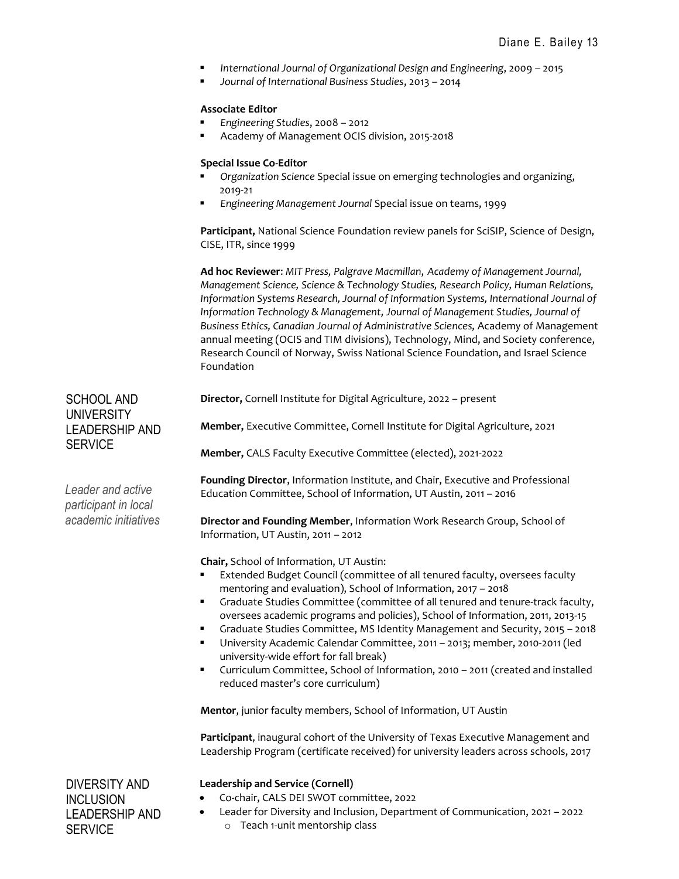- *International Journal of Organizational Design and Engineering*, 2009 – 2015
- *Journal of International Business Studies*, 2013 – 2014

**Associate Editor**

- *Engineering Studies*, 2008 – 2012
- Academy of Management OCIS division, 2015-2018

**Special Issue Co-Editor**

- *Organization Science* Special issue on emerging technologies and organizing, 2019-21
- *Engineering Management Journal* Special issue on teams, 1999

**Participant,** National Science Foundation review panels for SciSIP, Science of Design, CISE, ITR, since 1999

**Ad hoc Reviewer**: *MIT Press, Palgrave Macmillan, Academy of Management Journal, Management Science, Science & Technology Studies, Research Policy, Human Relations, Information Systems Research, Journal of Information Systems, International Journal of Information Technology & Management, Journal of Management Studies, Journal of Business Ethics, Canadian Journal of Administrative Sciences,* Academy of Management annual meeting (OCIS and TIM divisions), Technology, Mind, and Society conference, Research Council of Norway, Swiss National Science Foundation, and Israel Science Foundation

## SCHOOL AND UNIVERSITY LEADERSHIP AND SERVICE

*Leader and active participant in local academic initiatives*

**Director,** Cornell Institute for Digital Agriculture, 2022 – present

**Member,** Executive Committee, Cornell Institute for Digital Agriculture, 2021

**Member,** CALS Faculty Executive Committee (elected), 2021-2022

**Founding Director**, Information Institute, and Chair, Executive and Professional Education Committee, School of Information, UT Austin, 2011 – 2016

**Director and Founding Member**, Information Work Research Group, School of Information, UT Austin, 2011 – 2012

**Chair,** School of Information, UT Austin:

- Extended Budget Council (committee of all tenured faculty, oversees faculty mentoring and evaluation), School of Information, 2017 – 2018
- Graduate Studies Committee (committee of all tenured and tenure-track faculty, oversees academic programs and policies), School of Information, 2011, 2013-15
- Graduate Studies Committee, MS Identity Management and Security, 2015 – 2018
- University Academic Calendar Committee, 2011 – 2013; member, 2010-2011 (led university-wide effort for fall break)
- Curriculum Committee, School of Information, 2010 – 2011 (created and installed reduced master's core curriculum)

**Mentor**, junior faculty members, School of Information, UT Austin

**Participant**, inaugural cohort of the University of Texas Executive Management and Leadership Program (certificate received) for university leaders across schools, 2017

## DIVERSITY AND INCLUSION LEADERSHIP AND SERVICE

**Leadership and Service (Cornell)**

- Co-chair, CALS DEI SWOT committee, 2022
- Leader for Diversity and Inclusion, Department of Communication, 2021 – 2022
  - Teach 1-unit mentorship class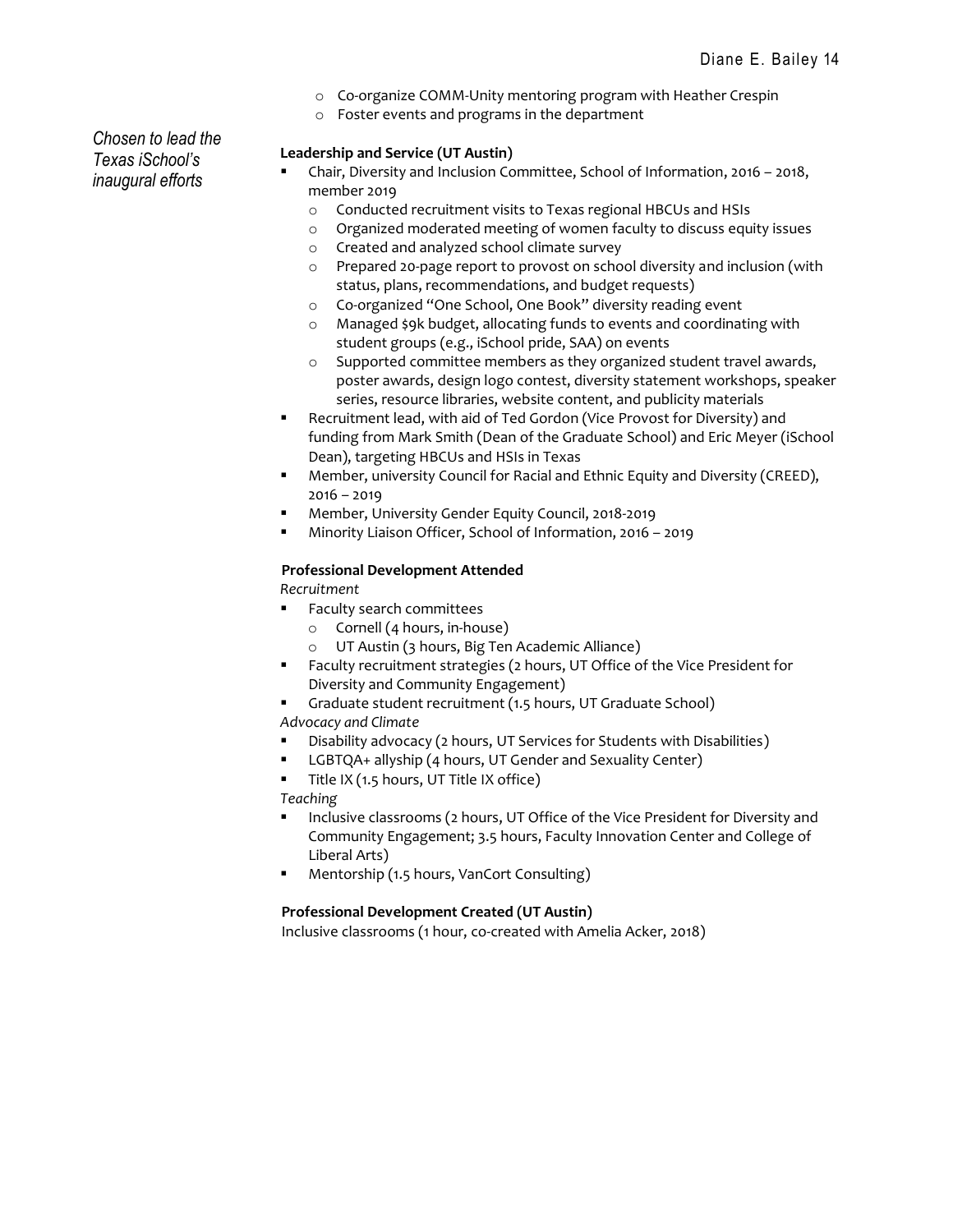- Co-organize COMM-Unity mentoring program with Heather Crespin
- Foster events and programs in the department

*Chosen to lead the Texas iSchool's inaugural efforts*

**Leadership and Service (UT Austin)**

- Chair, Diversity and Inclusion Committee, School of Information, 2016 – 2018, member 2019
  - Conducted recruitment visits to Texas regional HBCUs and HSIs
  - Organized moderated meeting of women faculty to discuss equity issues
  - Created and analyzed school climate survey
  - Prepared 20-page report to provost on school diversity and inclusion (with status, plans, recommendations, and budget requests)
  - Co-organized "One School, One Book" diversity reading event
  - Managed $9k budget, allocating funds to events and coordinating with student groups (e.g., iSchool pride, SAA) on events
  - Supported committee members as they organized student travel awards, poster awards, design logo contest, diversity statement workshops, speaker series, resource libraries, website content, and publicity materials
- Recruitment lead, with aid of Ted Gordon (Vice Provost for Diversity) and funding from Mark Smith (Dean of the Graduate School) and Eric Meyer (iSchool Dean), targeting HBCUs and HSIs in Texas
- Member, university Council for Racial and Ethnic Equity and Diversity (CREED), 2016 – 2019
- Member, University Gender Equity Council, 2018-2019
- Minority Liaison Officer, School of Information, 2016 – 2019

**Professional Development Attended**

*Recruitment*

- Faculty search committees
  - Cornell (4 hours, in-house)
  - UT Austin (3 hours, Big Ten Academic Alliance)
- Faculty recruitment strategies (2 hours, UT Office of the Vice President for Diversity and Community Engagement)
- Graduate student recruitment (1.5 hours, UT Graduate School)

*Advocacy and Climate*

- Disability advocacy (2 hours, UT Services for Students with Disabilities)
- LGBTQA+ allyship (4 hours, UT Gender and Sexuality Center)
- Title IX (1.5 hours, UT Title IX office)

*Teaching*

- Inclusive classrooms (2 hours, UT Office of the Vice President for Diversity and Community Engagement; 3.5 hours, Faculty Innovation Center and College of Liberal Arts)
- Mentorship (1.5 hours, VanCort Consulting)

**Professional Development Created (UT Austin)**

Inclusive classrooms (1 hour, co-created with Amelia Acker, 2018)